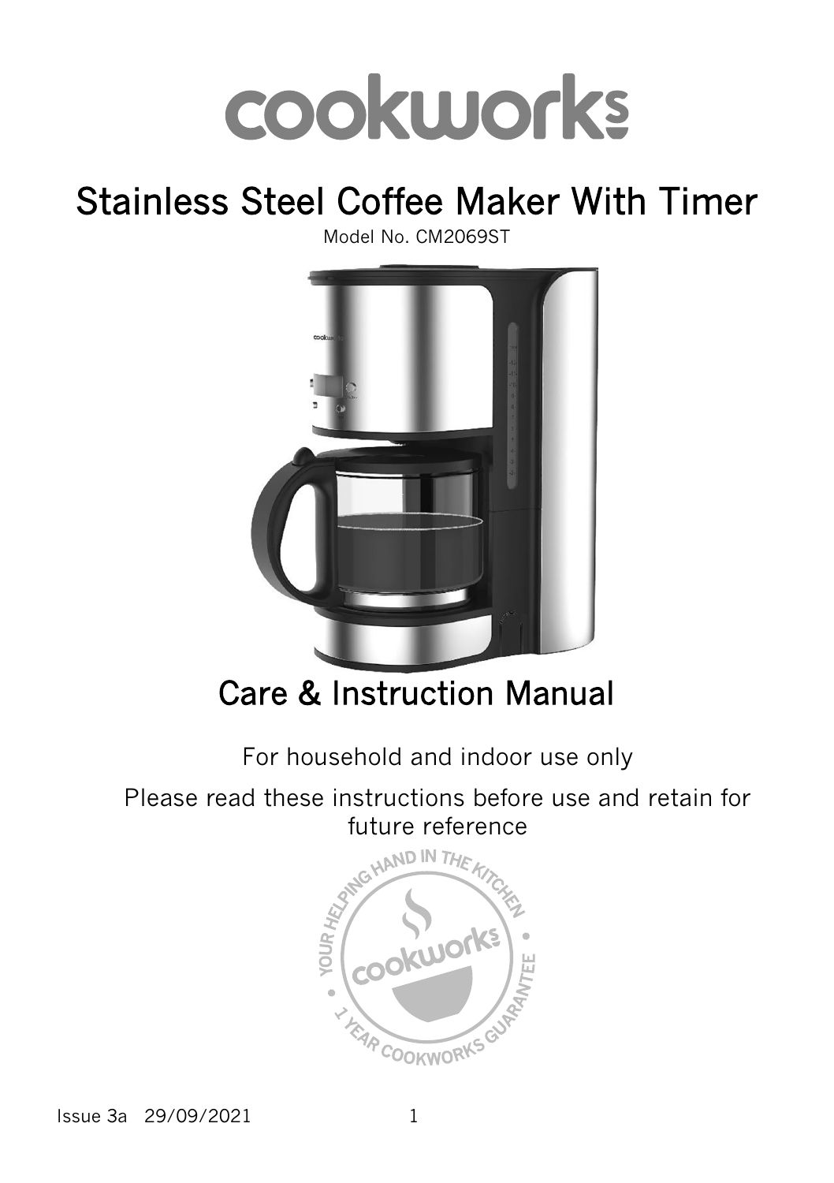# cookworks

# Stainless Steel Coffee Maker With Timer

Model No. CM2069ST

## Care & Instruction Manual

For household and indoor use only

Please read these instructions before use and retain for future reference

Issue 3a 29/09/2021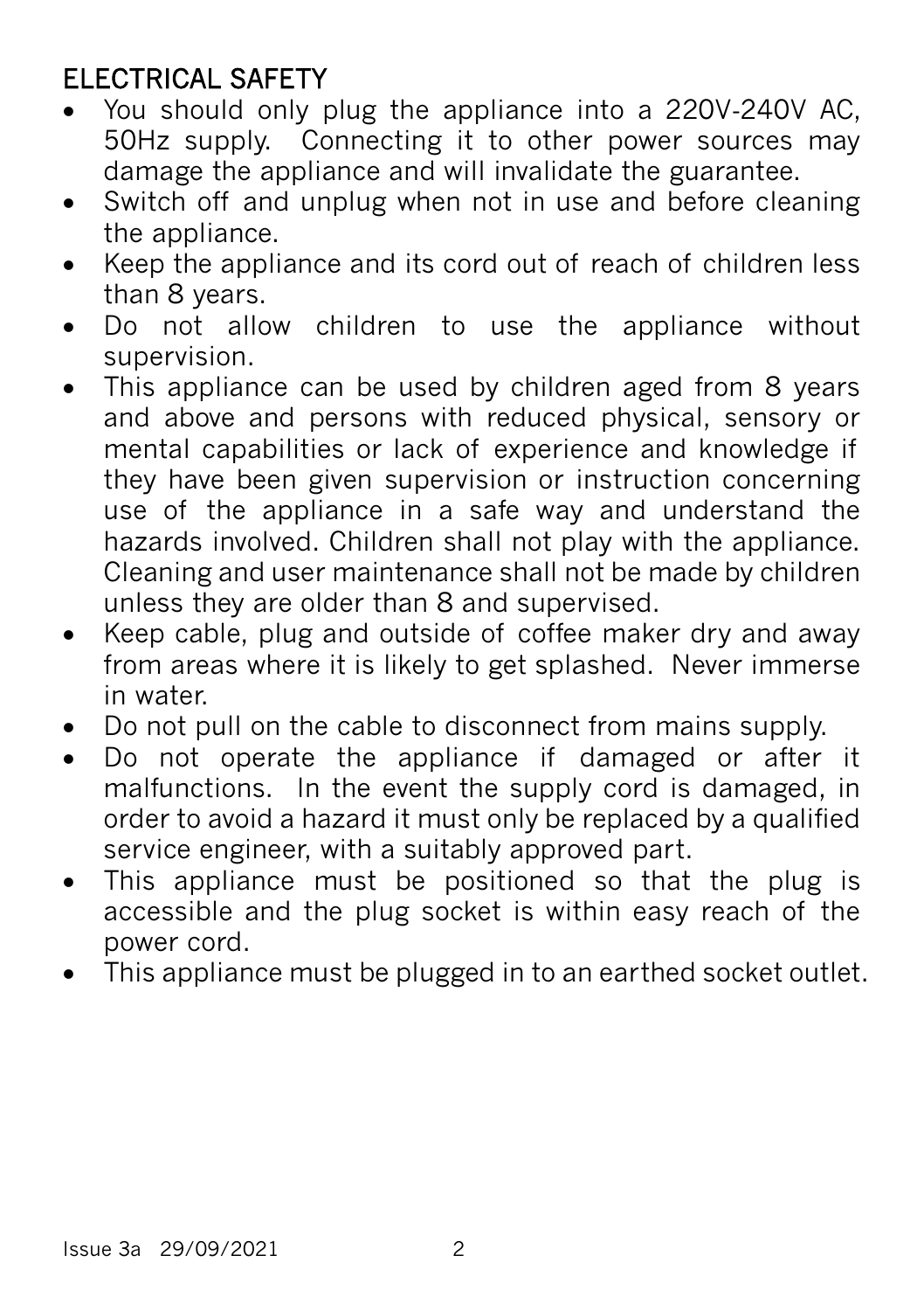## ELECTRICAL SAFETY

- You should only plug the appliance into a 220V-240V AC, 50Hz supply. Connecting it to other power sources may damage the appliance and will invalidate the guarantee.
- Switch off and unplug when not in use and before cleaning the appliance.
- Keep the appliance and its cord out of reach of children less than 8 years.
- Do not allow children to use the appliance without supervision.
- This appliance can be used by children aged from 8 years and above and persons with reduced physical, sensory or mental capabilities or lack of experience and knowledge if they have been given supervision or instruction concerning use of the appliance in a safe way and understand the hazards involved. Children shall not play with the appliance. Cleaning and user maintenance shall not be made by children unless they are older than 8 and supervised.
- Keep cable, plug and outside of coffee maker dry and away from areas where it is likely to get splashed. Never immerse in water.
- Do not pull on the cable to disconnect from mains supply.
- Do not operate the appliance if damaged or after it malfunctions. In the event the supply cord is damaged, in order to avoid a hazard it must only be replaced by a qualified service engineer, with a suitably approved part.
- This appliance must be positioned so that the plug is accessible and the plug socket is within easy reach of the power cord.
- This appliance must be plugged in to an earthed socket outlet.

Issue 3a 29/09/2021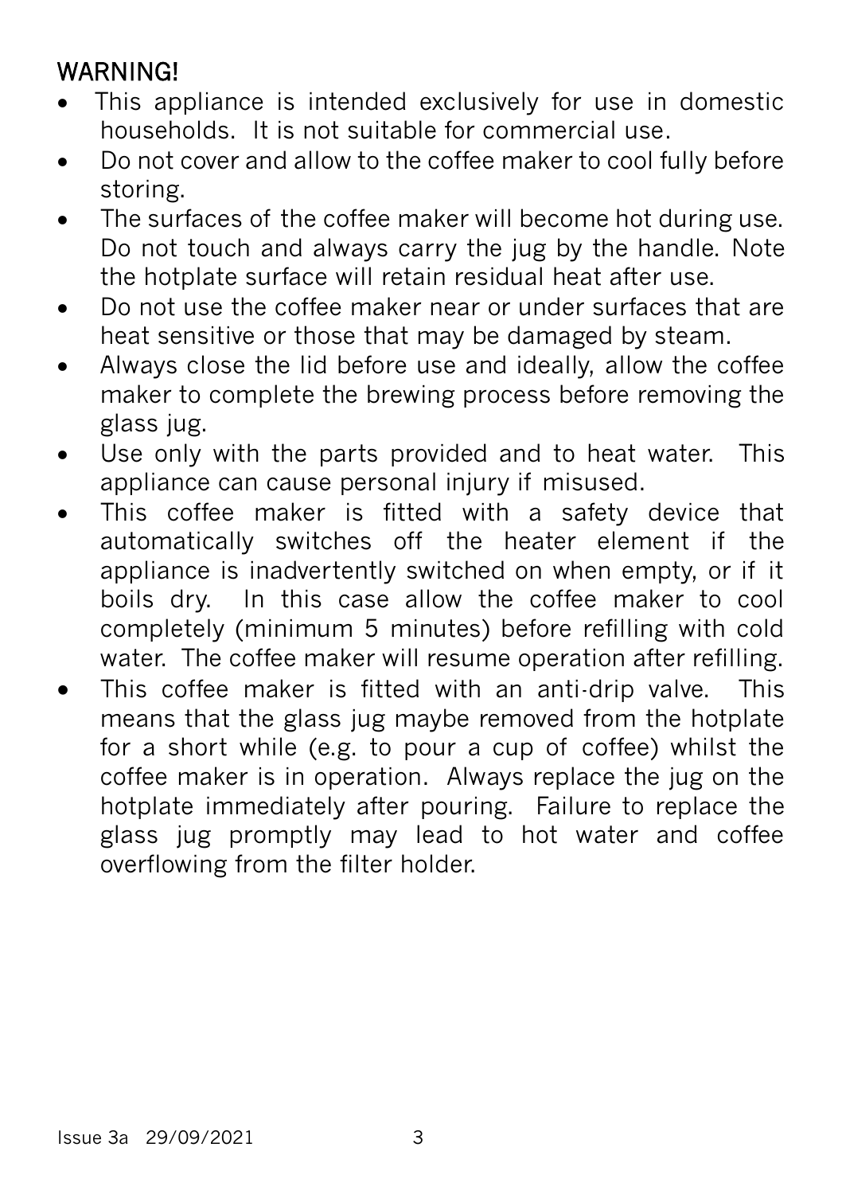## WARNING!

- This appliance is intended exclusively for use in domestic households. It is not suitable for commercial use.
- Do not cover and allow to the coffee maker to cool fully before storing.
- The surfaces of the coffee maker will become hot during use. Do not touch and always carry the jug by the handle. Note the hotplate surface will retain residual heat after use.
- Do not use the coffee maker near or under surfaces that are heat sensitive or those that may be damaged by steam.
- Always close the lid before use and ideally, allow the coffee maker to complete the brewing process before removing the glass jug.
- Use only with the parts provided and to heat water. This appliance can cause personal injury if misused.
- This coffee maker is fitted with a safety device that automatically switches off the heater element if the appliance is inadvertently switched on when empty, or if it boils dry. In this case allow the coffee maker to cool completely (minimum 5 minutes) before refilling with cold water. The coffee maker will resume operation after refilling.
- This coffee maker is fitted with an anti-drip valve. This means that the glass jug maybe removed from the hotplate for a short while (e.g. to pour a cup of coffee) whilst the coffee maker is in operation. Always replace the jug on the hotplate immediately after pouring. Failure to replace the glass jug promptly may lead to hot water and coffee overflowing from the filter holder.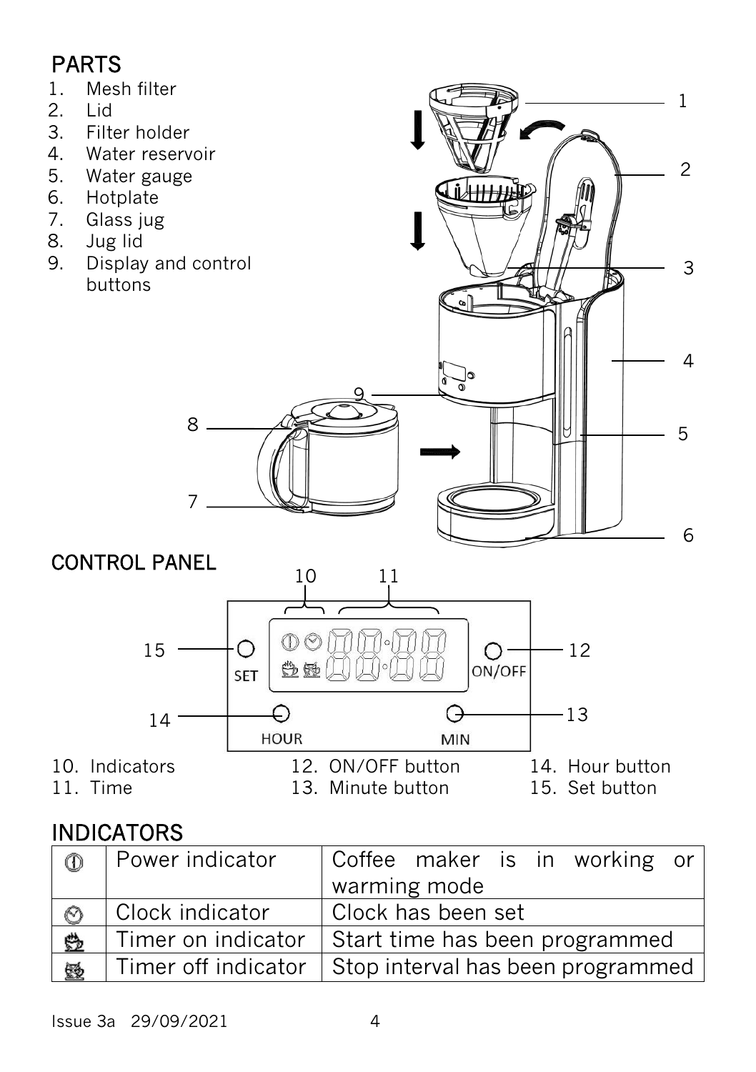## PARTS

1. Mesh filter
2. Lid
3. Filter holder
4. Water reservoir
5. Water gauge
6. Hotplate
7. Glass jug
8. Jug lid
9. Display and control buttons

## CONTROL PANEL

10. Indicators
11. Time
12. ON/OFF button
13. Minute button
14. Hour button
15. Set button

## INDICATORS

| | | |
|---|---|---|
| ⏻ | Power indicator | Coffee maker is in working or warming mode |
| ⏲ | Clock indicator | Clock has been set |
| ☕ | Timer on indicator | Start time has been programmed |
| ☕ | Timer off indicator | Stop interval has been programmed |

Issue 3a 29/09/2021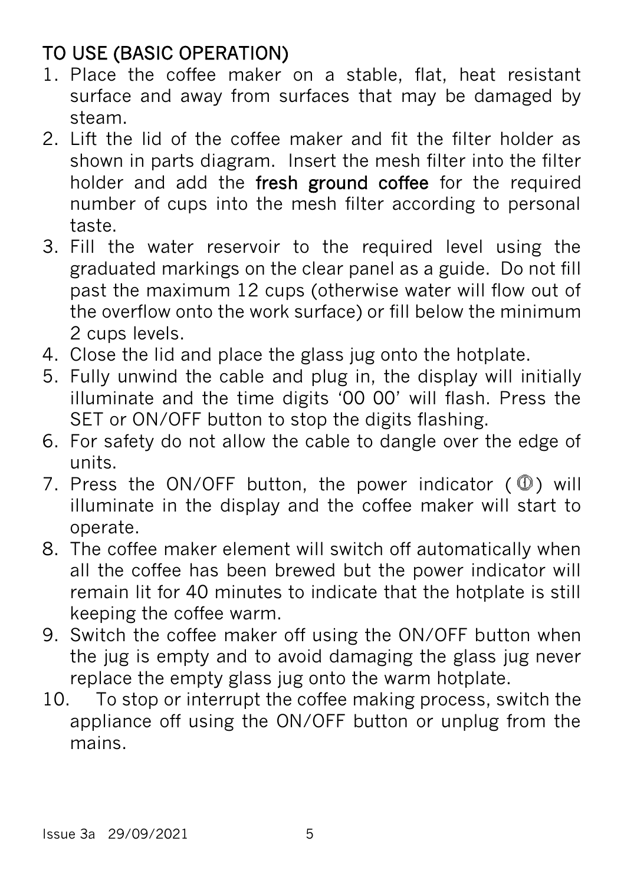## TO USE (BASIC OPERATION)

1. Place the coffee maker on a stable, flat, heat resistant surface and away from surfaces that may be damaged by steam.
2. Lift the lid of the coffee maker and fit the filter holder as shown in parts diagram. Insert the mesh filter into the filter holder and add the **fresh ground coffee** for the required number of cups into the mesh filter according to personal taste.
3. Fill the water reservoir to the required level using the graduated markings on the clear panel as a guide. Do not fill past the maximum 12 cups (otherwise water will flow out of the overflow onto the work surface) or fill below the minimum 2 cups levels.
4. Close the lid and place the glass jug onto the hotplate.
5. Fully unwind the cable and plug in, the display will initially illuminate and the time digits '00 00' will flash. Press the SET or ON/OFF button to stop the digits flashing.
6. For safety do not allow the cable to dangle over the edge of units.
7. Press the ON/OFF button, the power indicator (⏻) will illuminate in the display and the coffee maker will start to operate.
8. The coffee maker element will switch off automatically when all the coffee has been brewed but the power indicator will remain lit for 40 minutes to indicate that the hotplate is still keeping the coffee warm.
9. Switch the coffee maker off using the ON/OFF button when the jug is empty and to avoid damaging the glass jug never replace the empty glass jug onto the warm hotplate.
10. To stop or interrupt the coffee making process, switch the appliance off using the ON/OFF button or unplug from the mains.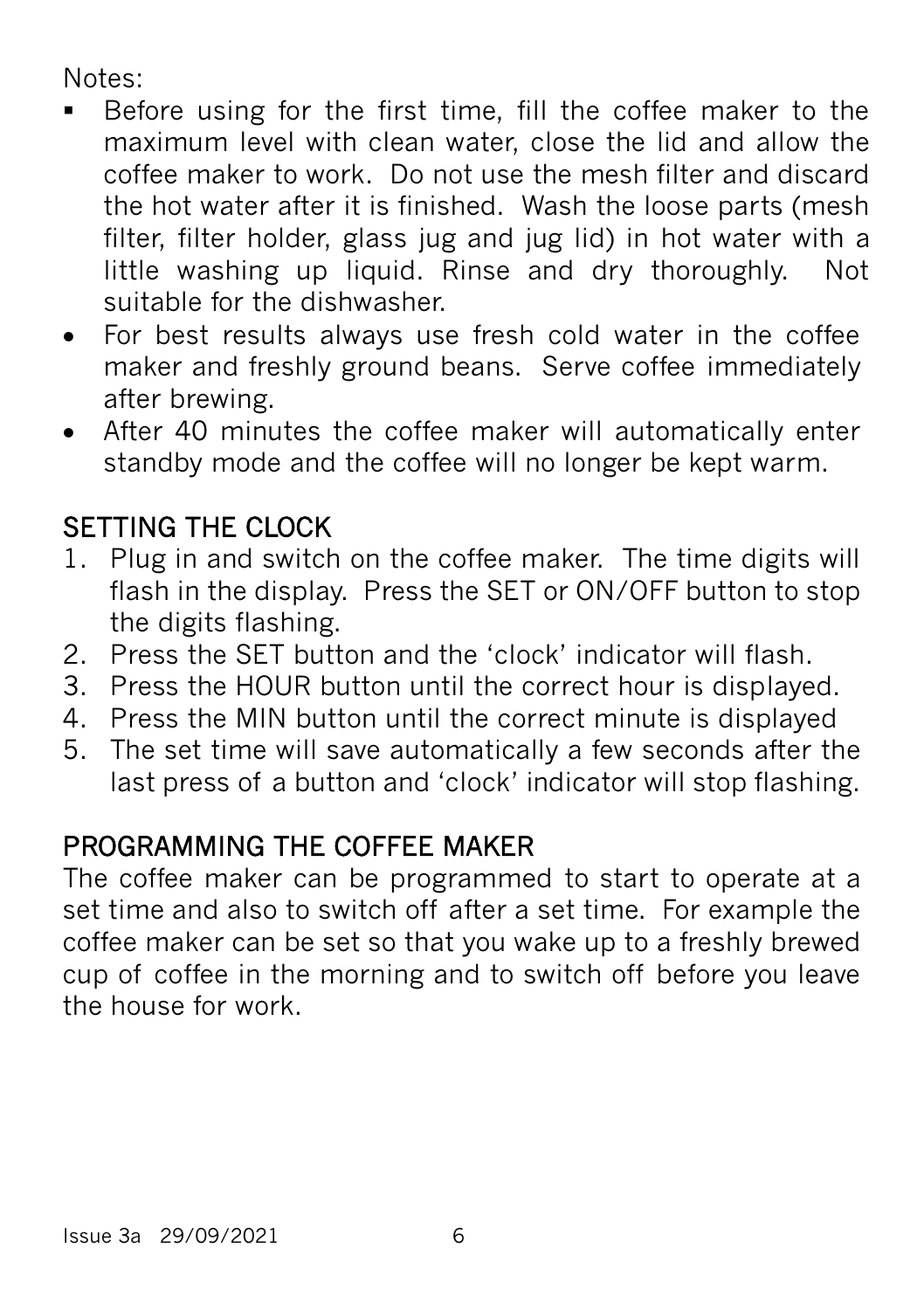Notes:

- Before using for the first time, fill the coffee maker to the maximum level with clean water, close the lid and allow the coffee maker to work. Do not use the mesh filter and discard the hot water after it is finished. Wash the loose parts (mesh filter, filter holder, glass jug and jug lid) in hot water with a little washing up liquid. Rinse and dry thoroughly. Not suitable for the dishwasher.
- For best results always use fresh cold water in the coffee maker and freshly ground beans. Serve coffee immediately after brewing.
- After 40 minutes the coffee maker will automatically enter standby mode and the coffee will no longer be kept warm.

## SETTING THE CLOCK

1. Plug in and switch on the coffee maker. The time digits will flash in the display. Press the SET or ON/OFF button to stop the digits flashing.
2. Press the SET button and the 'clock' indicator will flash.
3. Press the HOUR button until the correct hour is displayed.
4. Press the MIN button until the correct minute is displayed
5. The set time will save automatically a few seconds after the last press of a button and 'clock' indicator will stop flashing.

## PROGRAMMING THE COFFEE MAKER

The coffee maker can be programmed to start to operate at a set time and also to switch off after a set time. For example the coffee maker can be set so that you wake up to a freshly brewed cup of coffee in the morning and to switch off before you leave the house for work.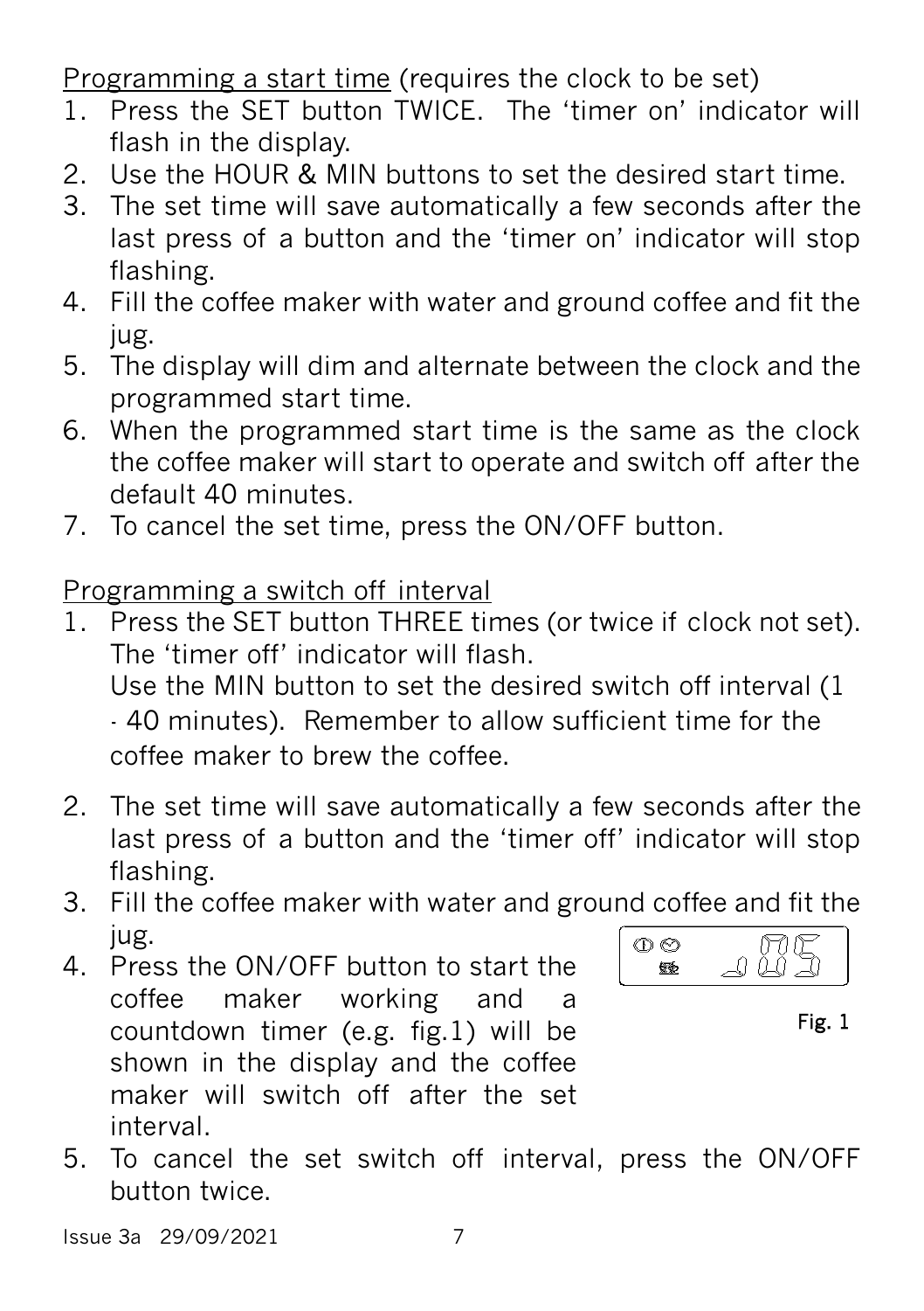Programming a start time (requires the clock to be set)

1. Press the SET button TWICE. The 'timer on' indicator will flash in the display.
2. Use the HOUR & MIN buttons to set the desired start time.
3. The set time will save automatically a few seconds after the last press of a button and the 'timer on' indicator will stop flashing.
4. Fill the coffee maker with water and ground coffee and fit the jug.
5. The display will dim and alternate between the clock and the programmed start time.
6. When the programmed start time is the same as the clock the coffee maker will start to operate and switch off after the default 40 minutes.
7. To cancel the set time, press the ON/OFF button.

Programming a switch off interval

1. Press the SET button THREE times (or twice if clock not set). The 'timer off' indicator will flash.
   Use the MIN button to set the desired switch off interval (1 - 40 minutes). Remember to allow sufficient time for the coffee maker to brew the coffee.
2. The set time will save automatically a few seconds after the last press of a button and the 'timer off' indicator will stop flashing.
3. Fill the coffee maker with water and ground coffee and fit the jug.
4. Press the ON/OFF button to start the coffee maker working and a countdown timer (e.g. fig.1) will be shown in the display and the coffee maker will switch off after the set interval.

Fig. 1

5. To cancel the set switch off interval, press the ON/OFF button twice.

Issue 3a 29/09/2021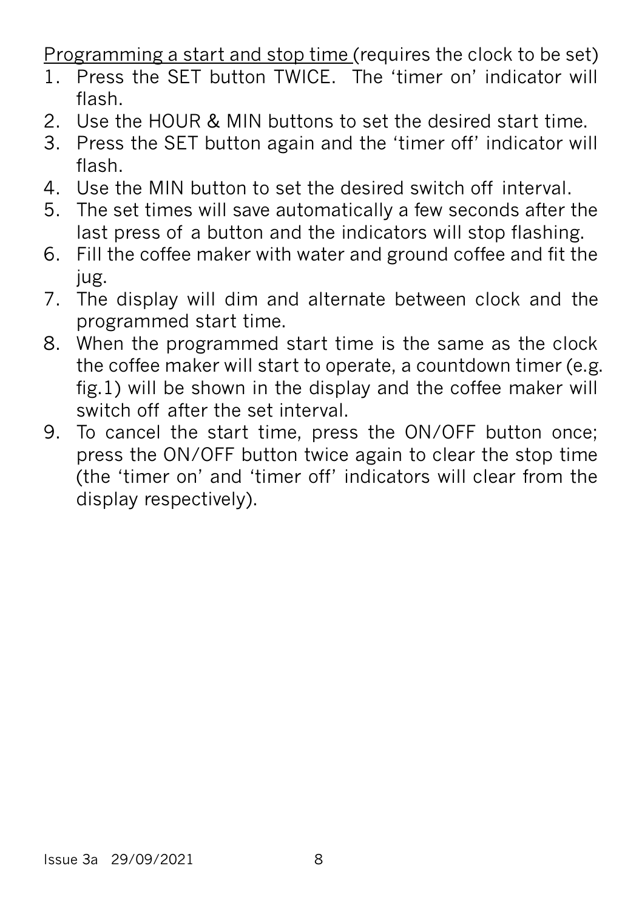Programming a start and stop time (requires the clock to be set)

1. Press the SET button TWICE. The 'timer on' indicator will flash.
2. Use the HOUR & MIN buttons to set the desired start time.
3. Press the SET button again and the 'timer off' indicator will flash.
4. Use the MIN button to set the desired switch off interval.
5. The set times will save automatically a few seconds after the last press of a button and the indicators will stop flashing.
6. Fill the coffee maker with water and ground coffee and fit the jug.
7. The display will dim and alternate between clock and the programmed start time.
8. When the programmed start time is the same as the clock the coffee maker will start to operate, a countdown timer (e.g. fig.1) will be shown in the display and the coffee maker will switch off after the set interval.
9. To cancel the start time, press the ON/OFF button once; press the ON/OFF button twice again to clear the stop time (the 'timer on' and 'timer off' indicators will clear from the display respectively).

Issue 3a 29/09/2021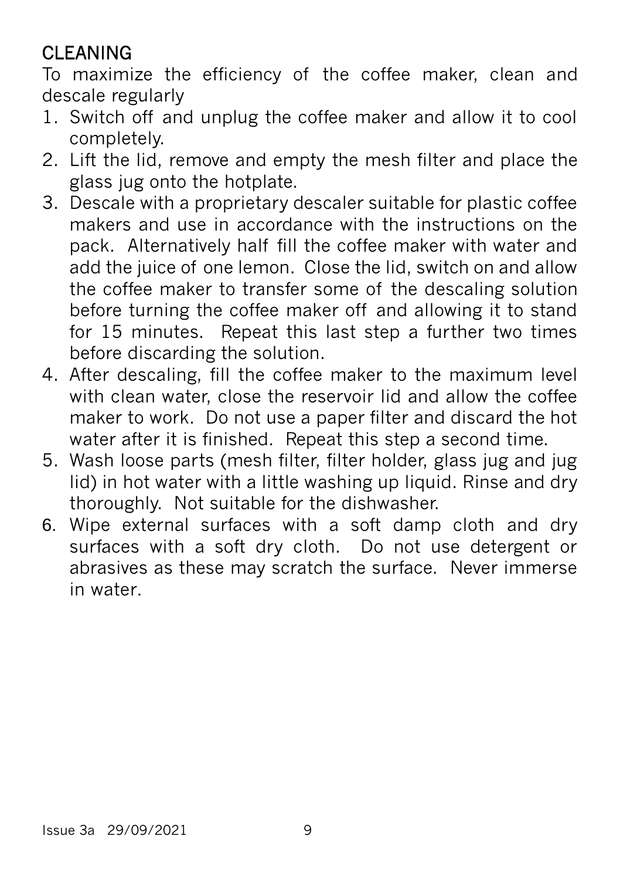## CLEANING

To maximize the efficiency of the coffee maker, clean and descale regularly

1. Switch off and unplug the coffee maker and allow it to cool completely.
2. Lift the lid, remove and empty the mesh filter and place the glass jug onto the hotplate.
3. Descale with a proprietary descaler suitable for plastic coffee makers and use in accordance with the instructions on the pack. Alternatively half fill the coffee maker with water and add the juice of one lemon. Close the lid, switch on and allow the coffee maker to transfer some of the descaling solution before turning the coffee maker off and allowing it to stand for 15 minutes. Repeat this last step a further two times before discarding the solution.
4. After descaling, fill the coffee maker to the maximum level with clean water, close the reservoir lid and allow the coffee maker to work. Do not use a paper filter and discard the hot water after it is finished. Repeat this step a second time.
5. Wash loose parts (mesh filter, filter holder, glass jug and jug lid) in hot water with a little washing up liquid. Rinse and dry thoroughly. Not suitable for the dishwasher.
6. Wipe external surfaces with a soft damp cloth and dry surfaces with a soft dry cloth. Do not use detergent or abrasives as these may scratch the surface. Never immerse in water.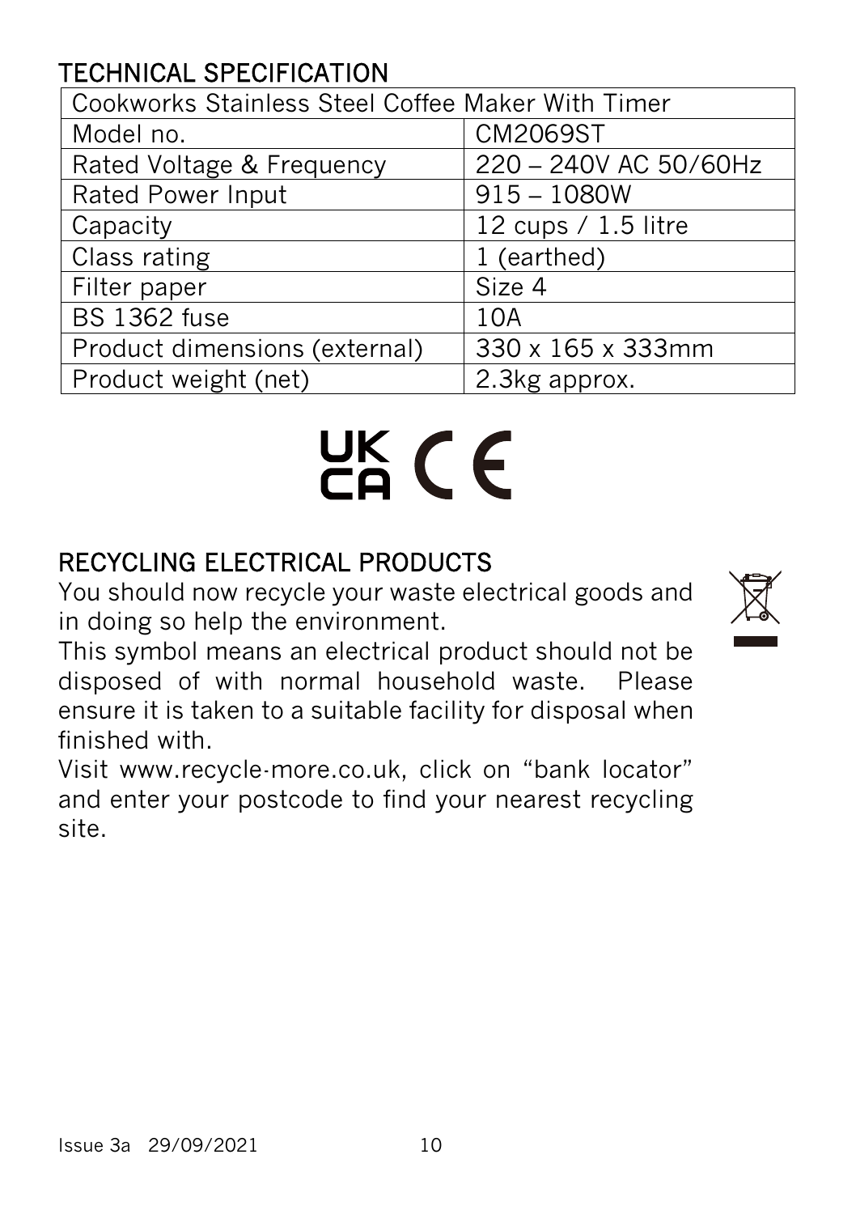## TECHNICAL SPECIFICATION

| Cookworks Stainless Steel Coffee Maker With Timer | |
|---|---|
| Model no. | CM2069ST |
| Rated Voltage & Frequency | 220 – 240V AC 50/60Hz |
| Rated Power Input | 915 – 1080W |
| Capacity | 12 cups / 1.5 litre |
| Class rating | 1 (earthed) |
| Filter paper | Size 4 |
| BS 1362 fuse | 10A |
| Product dimensions (external) | 330 x 165 x 333mm |
| Product weight (net) | 2.3kg approx. |

UK CA CE

## RECYCLING ELECTRICAL PRODUCTS

You should now recycle your waste electrical goods and in doing so help the environment.

This symbol means an electrical product should not be disposed of with normal household waste. Please ensure it is taken to a suitable facility for disposal when finished with.

Visit www.recycle-more.co.uk, click on "bank locator" and enter your postcode to find your nearest recycling site.

Issue 3a 29/09/2021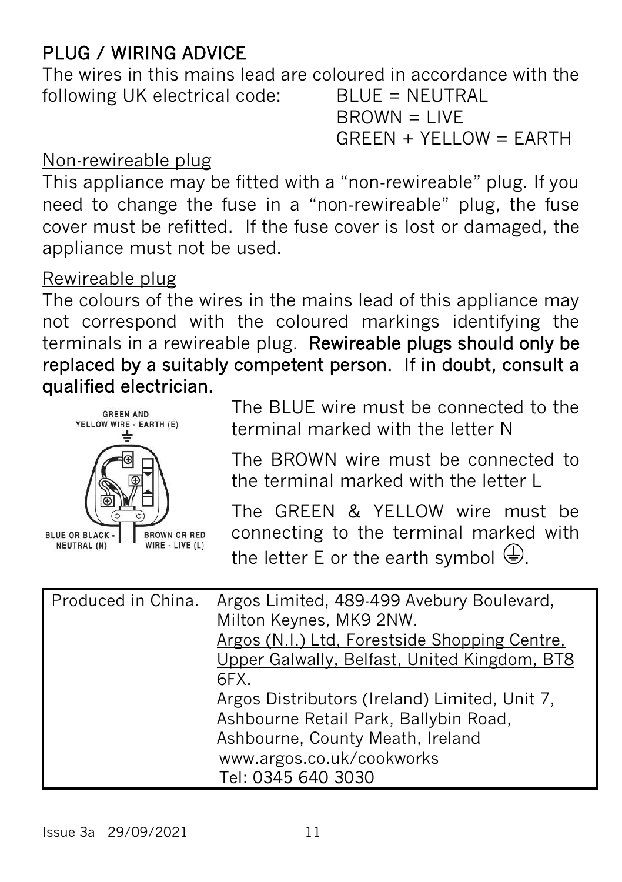## PLUG / WIRING ADVICE

The wires in this mains lead are coloured in accordance with the following UK electrical code:

BLUE = NEUTRAL
BROWN = LIVE
GREEN + YELLOW = EARTH

Non-rewireable plug

This appliance may be fitted with a "non-rewireable" plug. If you need to change the fuse in a "non-rewireable" plug, the fuse cover must be refitted. If the fuse cover is lost or damaged, the appliance must not be used.

Rewireable plug

The colours of the wires in the mains lead of this appliance may not correspond with the coloured markings identifying the terminals in a rewireable plug. **Rewireable plugs should only be replaced by a suitably competent person. If in doubt, consult a qualified electrician.**

GREEN AND YELLOW WIRE - EARTH (E)

BLUE OR BLACK - NEUTRAL (N)

BROWN OR RED WIRE - LIVE (L)

The BLUE wire must be connected to the terminal marked with the letter N

The BROWN wire must be connected to the terminal marked with the letter L

The GREEN & YELLOW wire must be connecting to the terminal marked with the letter E or the earth symbol ⏚.

| Produced in China. | Argos Limited, 489-499 Avebury Boulevard, Milton Keynes, MK9 2NW.<br>Argos (N.I.) Ltd, Forestside Shopping Centre, Upper Galwally, Belfast, United Kingdom, BT8 6FX.<br>Argos Distributors (Ireland) Limited, Unit 7, Ashbourne Retail Park, Ballybin Road, Ashbourne, County Meath, Ireland<br>www.argos.co.uk/cookworks<br>Tel: 0345 640 3030 |
|---|---|

Issue 3a 29/09/2021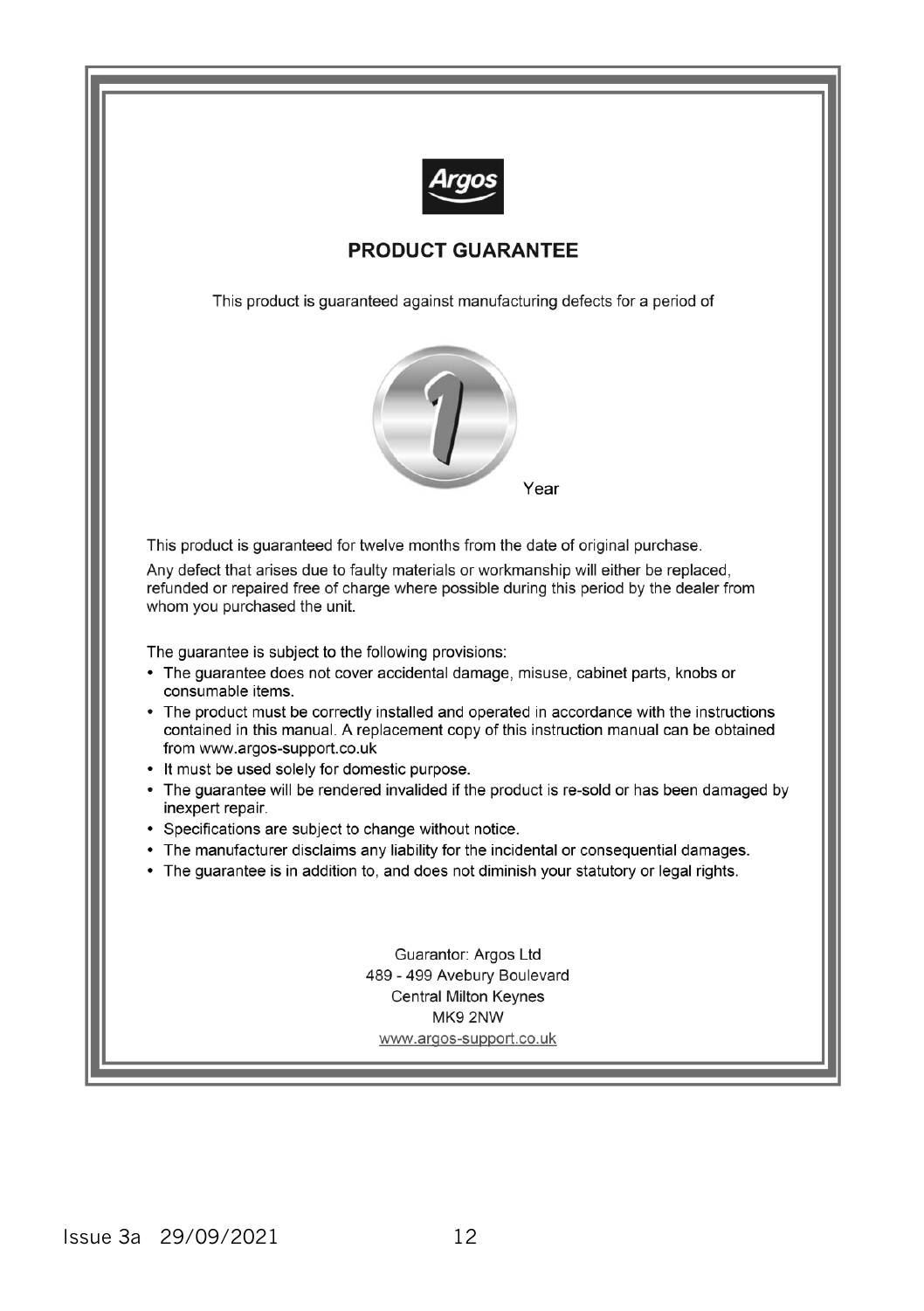Argos

## PRODUCT GUARANTEE

This product is guaranteed against manufacturing defects for a period of

1

Year

This product is guaranteed for twelve months from the date of original purchase.

Any defect that arises due to faulty materials or workmanship will either be replaced, refunded or repaired free of charge where possible during this period by the dealer from whom you purchased the unit.

The guarantee is subject to the following provisions:

- The guarantee does not cover accidental damage, misuse, cabinet parts, knobs or consumable items.
- The product must be correctly installed and operated in accordance with the instructions contained in this manual. A replacement copy of this instruction manual can be obtained from www.argos-support.co.uk
- It must be used solely for domestic purpose.
- The guarantee will be rendered invalided if the product is re-sold or has been damaged by inexpert repair.
- Specifications are subject to change without notice.
- The manufacturer disclaims any liability for the incidental or consequential damages.
- The guarantee is in addition to, and does not diminish your statutory or legal rights.

Guarantor: Argos Ltd
489 - 499 Avebury Boulevard
Central Milton Keynes
MK9 2NW
www.argos-support.co.uk

Issue 3a 29/09/2021